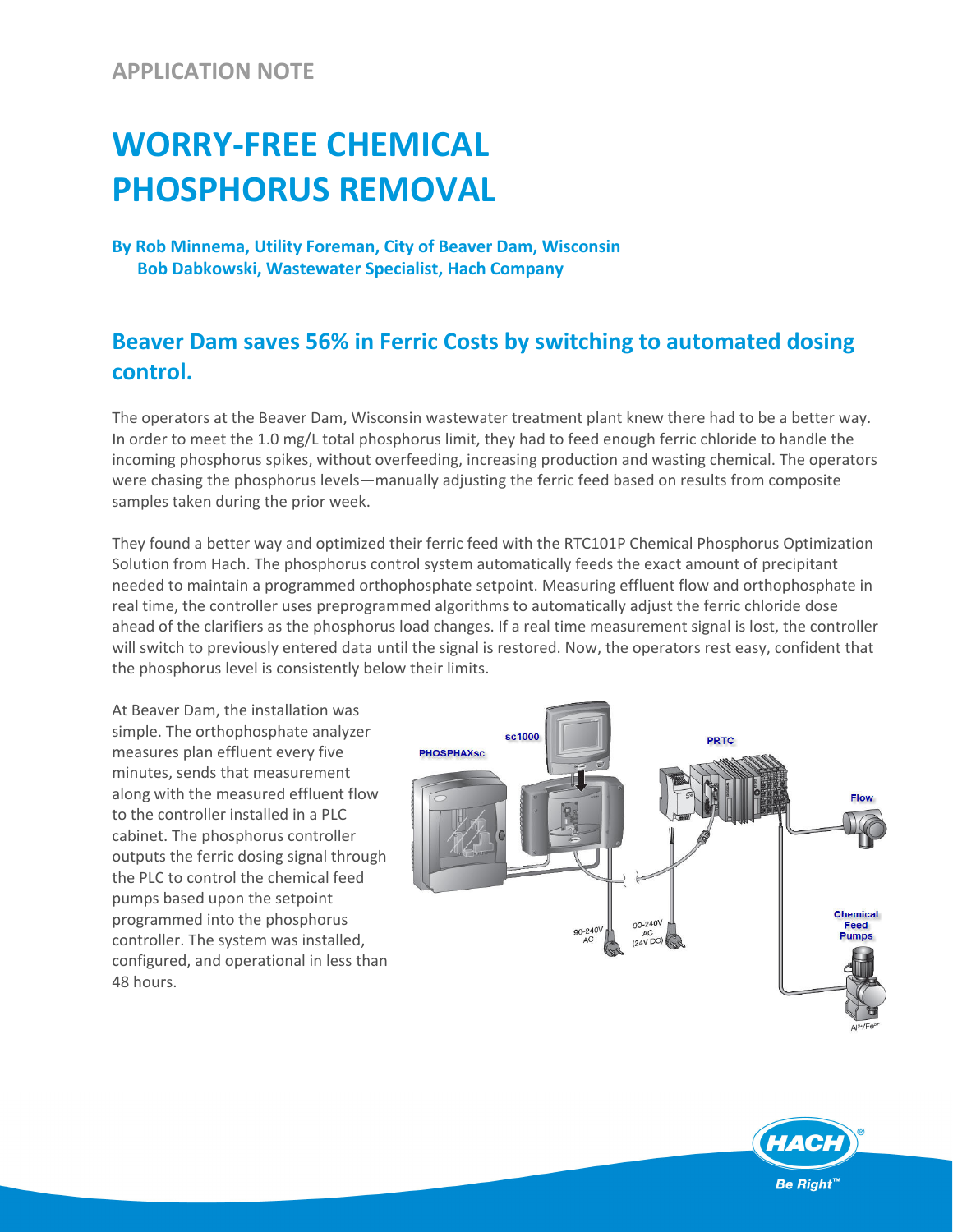APPLICATION NOTE

# WORRY-FREE CHEMICAL PHOSPHORUS REMOVAL

**By Rob Minnema, Utility Foreman, City of Beaver Dam, Wisconsin**
**Bob Dabkowski, Wastewater Specialist, Hach Company**

## Beaver Dam saves 56% in Ferric Costs by switching to automated dosing control.

The operators at the Beaver Dam, Wisconsin wastewater treatment plant knew there had to be a better way. In order to meet the 1.0 mg/L total phosphorus limit, they had to feed enough ferric chloride to handle the incoming phosphorus spikes, without overfeeding, increasing production and wasting chemical. The operators were chasing the phosphorus levels—manually adjusting the ferric feed based on results from composite samples taken during the prior week.

They found a better way and optimized their ferric feed with the RTC101P Chemical Phosphorus Optimization Solution from Hach. The phosphorus control system automatically feeds the exact amount of precipitant needed to maintain a programmed orthophosphate setpoint. Measuring effluent flow and orthophosphate in real time, the controller uses preprogrammed algorithms to automatically adjust the ferric chloride dose ahead of the clarifiers as the phosphorus load changes. If a real time measurement signal is lost, the controller will switch to previously entered data until the signal is restored. Now, the operators rest easy, confident that the phosphorus level is consistently below their limits.

At Beaver Dam, the installation was simple. The orthophosphate analyzer measures plan effluent every five minutes, sends that measurement along with the measured effluent flow to the controller installed in a PLC cabinet. The phosphorus controller outputs the ferric dosing signal through the PLC to control the chemical feed pumps based upon the setpoint programmed into the phosphorus controller. The system was installed, configured, and operational in less than 48 hours.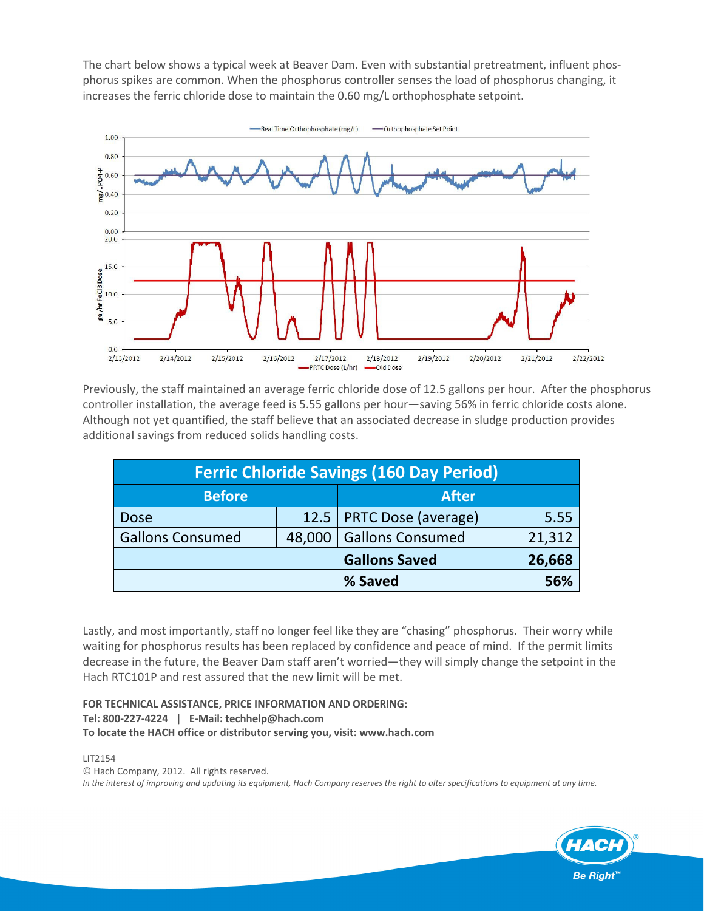The chart below shows a typical week at Beaver Dam. Even with substantial pretreatment, influent phosphorus spikes are common. When the phosphorus controller senses the load of phosphorus changing, it increases the ferric chloride dose to maintain the 0.60 mg/L orthophosphate setpoint.

Real Time Orthophosphate (mg/L)
Orthophosphate Set Point

mg/L PO4-P

1.00
0.80
0.60
0.40
0.20
0.00

gal/hr FeCl3 Dose

20.0
15.0
10.0
5.0
0.0

2/13/2012
2/14/2012
2/15/2012
2/16/2012
2/17/2012
2/18/2012
2/19/2012
2/20/2012
2/21/2012
2/22/2012

PRTC Dose (L/hr)
Old Dose

Previously, the staff maintained an average ferric chloride dose of 12.5 gallons per hour. After the phosphorus controller installation, the average feed is 5.55 gallons per hour—saving 56% in ferric chloride costs alone. Although not yet quantified, the staff believe that an associated decrease in sludge production provides additional savings from reduced solids handling costs.

| Ferric Chloride Savings (160 Day Period) | | | |
|---|---|---|---|
| **Before** | | **After** | |
| Dose | 12.5 | PRTC Dose (average) | 5.55 |
| Gallons Consumed | 48,000 | Gallons Consumed | 21,312 |
| | | **Gallons Saved** | **26,668** |
| | | **% Saved** | **56%** |

Lastly, and most importantly, staff no longer feel like they are "chasing" phosphorus. Their worry while waiting for phosphorus results has been replaced by confidence and peace of mind. If the permit limits decrease in the future, the Beaver Dam staff aren't worried—they will simply change the setpoint in the Hach RTC101P and rest assured that the new limit will be met.

**FOR TECHNICAL ASSISTANCE, PRICE INFORMATION AND ORDERING:**
**Tel: 800-227-4224 | E-Mail: techhelp@hach.com**
**To locate the HACH office or distributor serving you, visit: www.hach.com**

LIT2154
© Hach Company, 2012. All rights reserved.
*In the interest of improving and updating its equipment, Hach Company reserves the right to alter specifications to equipment at any time.*

HACH® Be Right™